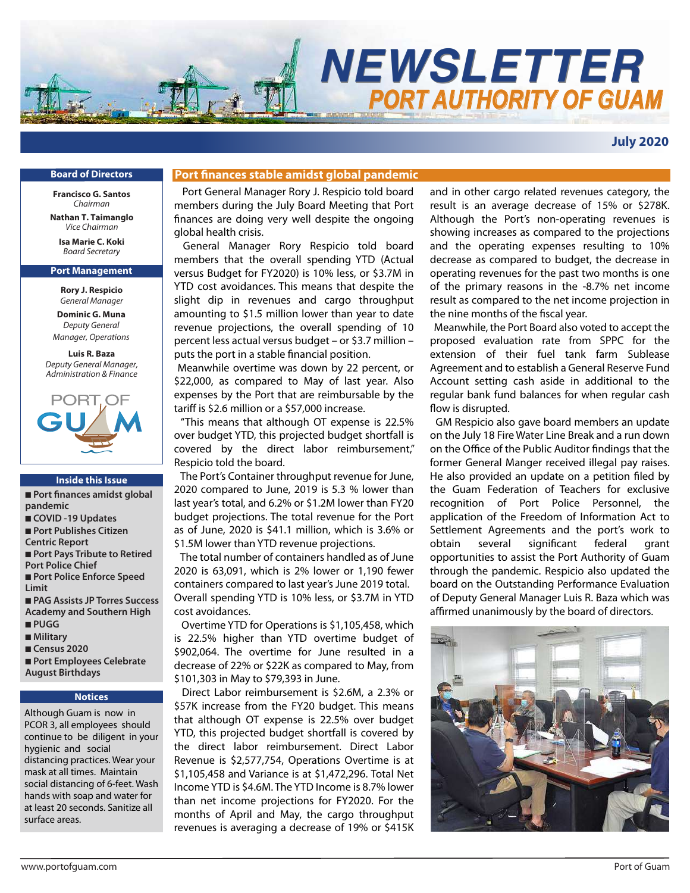# NEWSLETTER
## PORT AUTHORITY OF GUAM

**July 2020**

### Board of Directors

**Francisco G. Santos**
*Chairman*

**Nathan T. Taimanglo**
*Vice Chairman*

**Isa Marie C. Koki**
*Board Secretary*

### Port Management

**Rory J. Respicio**
*General Manager*

**Dominic G. Muna**
*Deputy General Manager, Operations*

**Luis R. Baza**
*Deputy General Manager, Administration & Finance*

### Inside this Issue

- Port finances amidst global pandemic
- COVID -19 Updates
- Port Publishes Citizen Centric Report
- Port Pays Tribute to Retired Port Police Chief
- Port Police Enforce Speed Limit
- PAG Assists JP Torres Success Academy and Southern High
- PUGG
- Military
- Census 2020
- Port Employees Celebrate August Birthdays

### Notices

Although Guam is now in PCOR 3, all employees should continue to be diligent in your hygienic and social distancing practices. Wear your mask at all times. Maintain social distancing of 6-feet. Wash hands with soap and water for at least 20 seconds. Sanitize all surface areas.

## Port finances stable amidst global pandemic

Port General Manager Rory J. Respicio told board members during the July Board Meeting that Port finances are doing very well despite the ongoing global health crisis.

General Manager Rory Respicio told board members that the overall spending YTD (Actual versus Budget for FY2020) is 10% less, or $3.7M in YTD cost avoidances. This means that despite the slight dip in revenues and cargo throughput amounting to $1.5 million lower than year to date revenue projections, the overall spending of 10 percent less actual versus budget – or $3.7 million – puts the port in a stable financial position.

Meanwhile overtime was down by 22 percent, or $22,000, as compared to May of last year. Also expenses by the Port that are reimbursable by the tariff is $2.6 million or a $57,000 increase.

"This means that although OT expense is 22.5% over budget YTD, this projected budget shortfall is covered by the direct labor reimbursement," Respicio told the board.

The Port's Container throughput revenue for June, 2020 compared to June, 2019 is 5.3 % lower than last year's total, and 6.2% or $1.2M lower than FY20 budget projections. The total revenue for the Port as of June, 2020 is $41.1 million, which is 3.6% or $1.5M lower than YTD revenue projections.

The total number of containers handled as of June 2020 is 63,091, which is 2% lower or 1,190 fewer containers compared to last year's June 2019 total. Overall spending YTD is 10% less, or $3.7M in YTD cost avoidances.

Overtime YTD for Operations is $1,105,458, which is 22.5% higher than YTD overtime budget of $902,064. The overtime for June resulted in a decrease of 22% or $22K as compared to May, from $101,303 in May to $79,393 in June.

Direct Labor reimbursement is $2.6M, a 2.3% or $57K increase from the FY20 budget. This means that although OT expense is 22.5% over budget YTD, this projected budget shortfall is covered by the direct labor reimbursement. Direct Labor Revenue is $2,577,754, Operations Overtime is at $1,105,458 and Variance is at $1,472,296. Total Net Income YTD is $4.6M. The YTD Income is 8.7% lower than net income projections for FY2020. For the months of April and May, the cargo throughput revenues is averaging a decrease of 19% or $415K and in other cargo related revenues category, the result is an average decrease of 15% or $278K. Although the Port's non-operating revenues is showing increases as compared to the projections and the operating expenses resulting to 10% decrease as compared to budget, the decrease in operating revenues for the past two months is one of the primary reasons in the -8.7% net income result as compared to the net income projection in the nine months of the fiscal year.

Meanwhile, the Port Board also voted to accept the proposed evaluation rate from SPPC for the extension of their fuel tank farm Sublease Agreement and to establish a General Reserve Fund Account setting cash aside in additional to the regular bank fund balances for when regular cash flow is disrupted.

GM Respicio also gave board members an update on the July 18 Fire Water Line Break and a run down on the Office of the Public Auditor findings that the former General Manger received illegal pay raises. He also provided an update on a petition filed by the Guam Federation of Teachers for exclusive recognition of Port Police Personnel, the application of the Freedom of Information Act to Settlement Agreements and the port's work to obtain several significant federal grant opportunities to assist the Port Authority of Guam through the pandemic. Respicio also updated the board on the Outstanding Performance Evaluation of Deputy General Manager Luis R. Baza which was affirmed unanimously by the board of directors.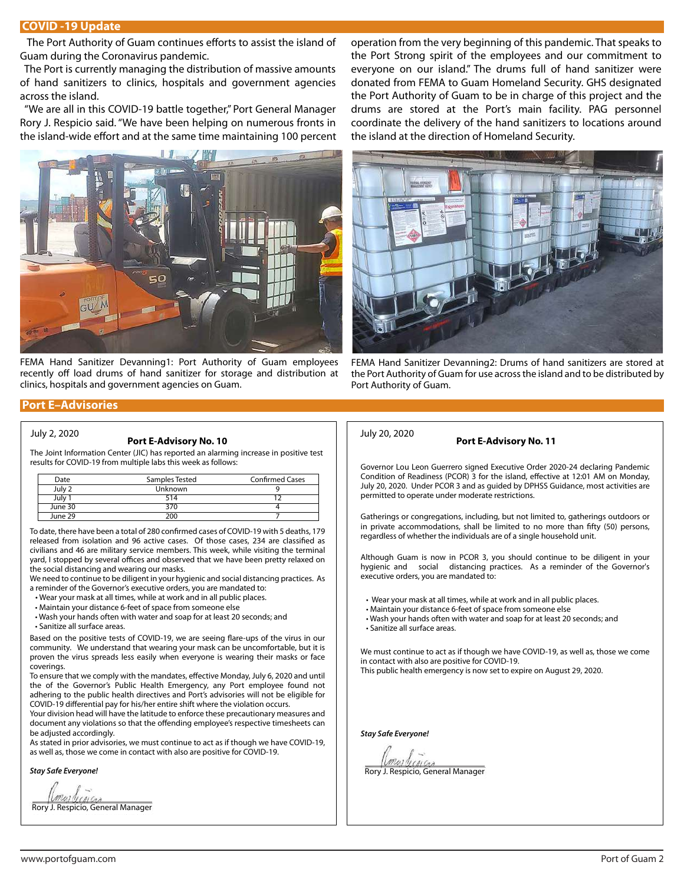## COVID -19 Update

The Port Authority of Guam continues efforts to assist the island of Guam during the Coronavirus pandemic.

The Port is currently managing the distribution of massive amounts of hand sanitizers to clinics, hospitals and government agencies across the island.

"We are all in this COVID-19 battle together," Port General Manager Rory J. Respicio said. "We have been helping on numerous fronts in the island-wide effort and at the same time maintaining 100 percent operation from the very beginning of this pandemic. That speaks to the Port Strong spirit of the employees and our commitment to everyone on our island." The drums full of hand sanitizer were donated from FEMA to Guam Homeland Security. GHS designated the Port Authority of Guam to be in charge of this project and the drums are stored at the Port's main facility. PAG personnel coordinate the delivery of the hand sanitizers to locations around the island at the direction of Homeland Security.

FEMA Hand Sanitizer Devanning1: Port Authority of Guam employees recently off load drums of hand sanitizer for storage and distribution at clinics, hospitals and government agencies on Guam.

FEMA Hand Sanitizer Devanning2: Drums of hand sanitizers are stored at the Port Authority of Guam for use across the island and to be distributed by Port Authority of Guam.

## Port E–Advisories

July 2, 2020

**Port E-Advisory No. 10**

The Joint Information Center (JIC) has reported an alarming increase in positive test results for COVID-19 from multiple labs this week as follows:

| Date | Samples Tested | Confirmed Cases |
|---|---|---|
| July 2 | Unknown | 9 |
| July 1 | 514 | 12 |
| June 30 | 370 | 4 |
| June 29 | 200 | 7 |

To date, there have been a total of 280 confirmed cases of COVID-19 with 5 deaths, 179 released from isolation and 96 active cases. Of those cases, 234 are classified as civilians and 46 are military service members. This week, while visiting the terminal yard, I stopped by several offices and observed that we have been pretty relaxed on the social distancing and wearing our masks.

We need to continue to be diligent in your hygienic and social distancing practices. As a reminder of the Governor's executive orders, you are mandated to:

- Wear your mask at all times, while at work and in all public places.
- Maintain your distance 6-feet of space from someone else
- Wash your hands often with water and soap for at least 20 seconds; and
- Sanitize all surface areas.

Based on the positive tests of COVID-19, we are seeing flare-ups of the virus in our community. We understand that wearing your mask can be uncomfortable, but it is proven the virus spreads less easily when everyone is wearing their masks or face coverings.

To ensure that we comply with the mandates, effective Monday, July 6, 2020 and until the of the Governor's Public Health Emergency, any Port employee found not adhering to the public health directives and Port's advisories will not be eligible for COVID-19 differential pay for his/her entire shift where the violation occurs.

Your division head will have the latitude to enforce these precautionary measures and document any violations so that the offending employee's respective timesheets can be adjusted accordingly.

As stated in prior advisories, we must continue to act as if though we have COVID-19, as well as, those we come in contact with also are positive for COVID-19.

***Stay Safe Everyone!***

Rory J. Respicio, General Manager

July 20, 2020

**Port E-Advisory No. 11**

Governor Lou Leon Guerrero signed Executive Order 2020-24 declaring Pandemic Condition of Readiness (PCOR) 3 for the island, effective at 12:01 AM on Monday, July 20, 2020. Under PCOR 3 and as guided by DPHSS Guidance, most activities are permitted to operate under moderate restrictions.

Gatherings or congregations, including, but not limited to, gatherings outdoors or in private accommodations, shall be limited to no more than fifty (50) persons, regardless of whether the individuals are of a single household unit.

Although Guam is now in PCOR 3, you should continue to be diligent in your hygienic and social distancing practices. As a reminder of the Governor's executive orders, you are mandated to:

- Wear your mask at all times, while at work and in all public places.
- Maintain your distance 6-feet of space from someone else
- Wash your hands often with water and soap for at least 20 seconds; and
- Sanitize all surface areas.

We must continue to act as if though we have COVID-19, as well as, those we come in contact with also are positive for COVID-19.

This public health emergency is now set to expire on August 29, 2020.

***Stay Safe Everyone!***

Rory J. Respicio, General Manager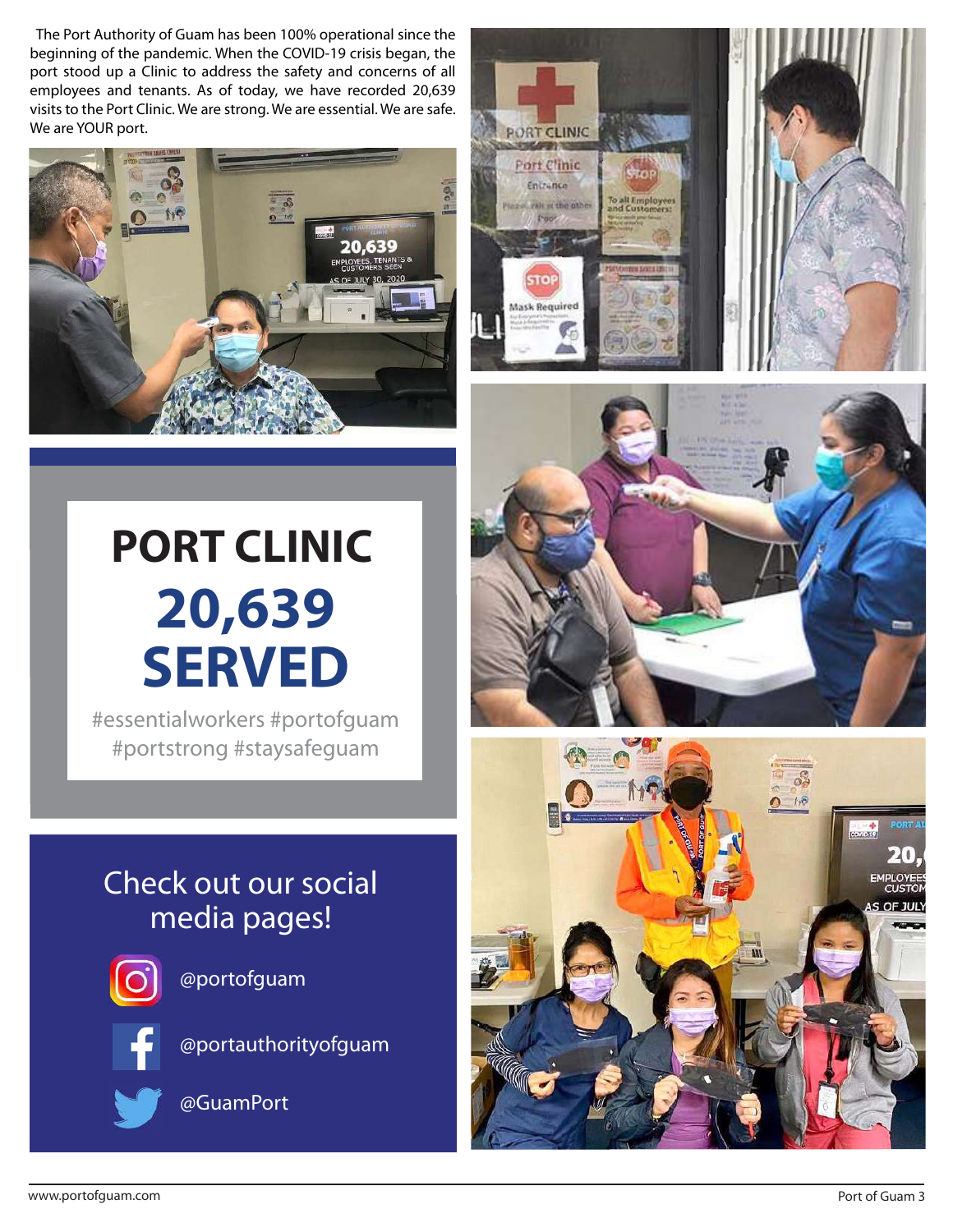The Port Authority of Guam has been 100% operational since the beginning of the pandemic. When the COVID-19 crisis began, the port stood up a Clinic to address the safety and concerns of all employees and tenants. As of today, we have recorded 20,639 visits to the Port Clinic. We are strong. We are essential. We are safe. We are YOUR port.

# PORT CLINIC

## 20,639 SERVED

#essentialworkers #portofguam #portstrong #staysafeguam

## Check out our social media pages!

- Instagram: @portofguam
- Facebook: @portauthorityofguam
- Twitter: @GuamPort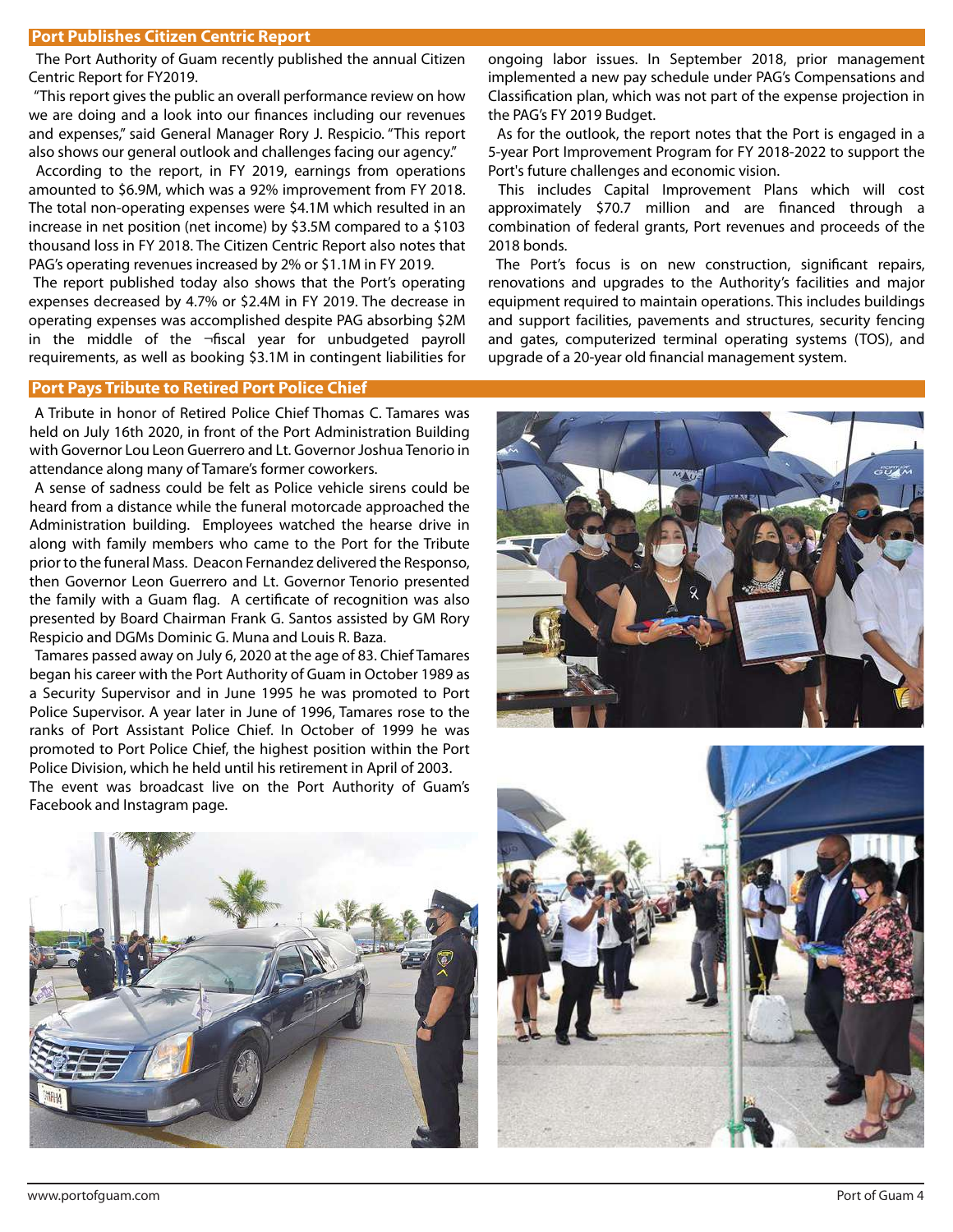## Port Publishes Citizen Centric Report

The Port Authority of Guam recently published the annual Citizen Centric Report for FY2019.

"This report gives the public an overall performance review on how we are doing and a look into our finances including our revenues and expenses," said General Manager Rory J. Respicio. "This report also shows our general outlook and challenges facing our agency."

According to the report, in FY 2019, earnings from operations amounted to $6.9M, which was a 92% improvement from FY 2018. The total non-operating expenses were $4.1M which resulted in an increase in net position (net income) by $3.5M compared to a $103 thousand loss in FY 2018. The Citizen Centric Report also notes that PAG's operating revenues increased by 2% or $1.1M in FY 2019.

The report published today also shows that the Port's operating expenses decreased by 4.7% or $2.4M in FY 2019. The decrease in operating expenses was accomplished despite PAG absorbing $2M in the middle of the ¬fiscal year for unbudgeted payroll requirements, as well as booking $3.1M in contingent liabilities for ongoing labor issues. In September 2018, prior management implemented a new pay schedule under PAG's Compensations and Classification plan, which was not part of the expense projection in the PAG's FY 2019 Budget.

As for the outlook, the report notes that the Port is engaged in a 5-year Port Improvement Program for FY 2018-2022 to support the Port's future challenges and economic vision.

This includes Capital Improvement Plans which will cost approximately $70.7 million and are financed through a combination of federal grants, Port revenues and proceeds of the 2018 bonds.

The Port's focus is on new construction, significant repairs, renovations and upgrades to the Authority's facilities and major equipment required to maintain operations. This includes buildings and support facilities, pavements and structures, security fencing and gates, computerized terminal operating systems (TOS), and upgrade of a 20-year old financial management system.

## Port Pays Tribute to Retired Port Police Chief

A Tribute in honor of Retired Police Chief Thomas C. Tamares was held on July 16th 2020, in front of the Port Administration Building with Governor Lou Leon Guerrero and Lt. Governor Joshua Tenorio in attendance along many of Tamare's former coworkers.

A sense of sadness could be felt as Police vehicle sirens could be heard from a distance while the funeral motorcade approached the Administration building. Employees watched the hearse drive in along with family members who came to the Port for the Tribute prior to the funeral Mass. Deacon Fernandez delivered the Responso, then Governor Leon Guerrero and Lt. Governor Tenorio presented the family with a Guam flag. A certificate of recognition was also presented by Board Chairman Frank G. Santos assisted by GM Rory Respicio and DGMs Dominic G. Muna and Louis R. Baza.

Tamares passed away on July 6, 2020 at the age of 83. Chief Tamares began his career with the Port Authority of Guam in October 1989 as a Security Supervisor and in June 1995 he was promoted to Port Police Supervisor. A year later in June of 1996, Tamares rose to the ranks of Port Assistant Police Chief. In October of 1999 he was promoted to Port Police Chief, the highest position within the Port Police Division, which he held until his retirement in April of 2003.

The event was broadcast live on the Port Authority of Guam's Facebook and Instagram page.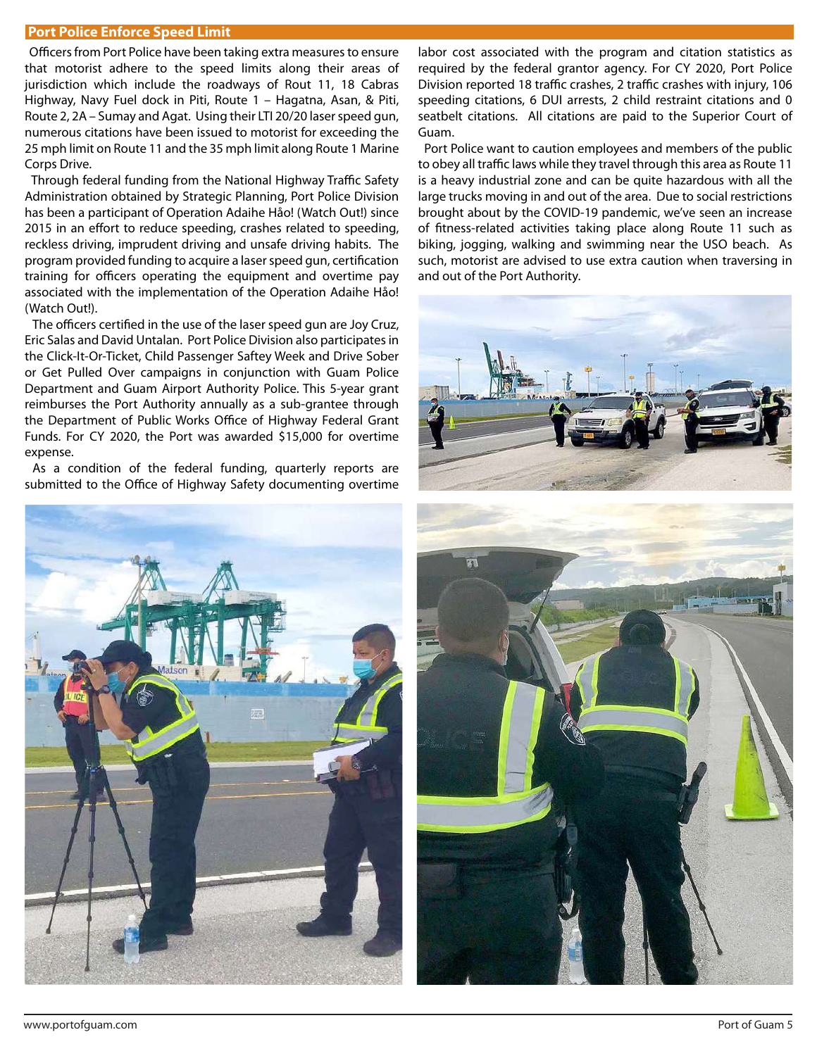## Port Police Enforce Speed Limit

Officers from Port Police have been taking extra measures to ensure that motorist adhere to the speed limits along their areas of jurisdiction which include the roadways of Rout 11, 18 Cabras Highway, Navy Fuel dock in Piti, Route 1 – Hagatna, Asan, & Piti, Route 2, 2A – Sumay and Agat. Using their LTI 20/20 laser speed gun, numerous citations have been issued to motorist for exceeding the 25 mph limit on Route 11 and the 35 mph limit along Route 1 Marine Corps Drive.

Through federal funding from the National Highway Traffic Safety Administration obtained by Strategic Planning, Port Police Division has been a participant of Operation Adaihe Håo! (Watch Out!) since 2015 in an effort to reduce speeding, crashes related to speeding, reckless driving, imprudent driving and unsafe driving habits. The program provided funding to acquire a laser speed gun, certification training for officers operating the equipment and overtime pay associated with the implementation of the Operation Adaihe Håo! (Watch Out!).

The officers certified in the use of the laser speed gun are Joy Cruz, Eric Salas and David Untalan. Port Police Division also participates in the Click-It-Or-Ticket, Child Passenger Saftey Week and Drive Sober or Get Pulled Over campaigns in conjunction with Guam Police Department and Guam Airport Authority Police. This 5-year grant reimburses the Port Authority annually as a sub-grantee through the Department of Public Works Office of Highway Federal Grant Funds. For CY 2020, the Port was awarded $15,000 for overtime expense.

As a condition of the federal funding, quarterly reports are submitted to the Office of Highway Safety documenting overtime labor cost associated with the program and citation statistics as required by the federal grantor agency. For CY 2020, Port Police Division reported 18 traffic crashes, 2 traffic crashes with injury, 106 speeding citations, 6 DUI arrests, 2 child restraint citations and 0 seatbelt citations. All citations are paid to the Superior Court of Guam.

Port Police want to caution employees and members of the public to obey all traffic laws while they travel through this area as Route 11 is a heavy industrial zone and can be quite hazardous with all the large trucks moving in and out of the area. Due to social restrictions brought about by the COVID-19 pandemic, we've seen an increase of fitness-related activities taking place along Route 11 such as biking, jogging, walking and swimming near the USO beach. As such, motorist are advised to use extra caution when traversing in and out of the Port Authority.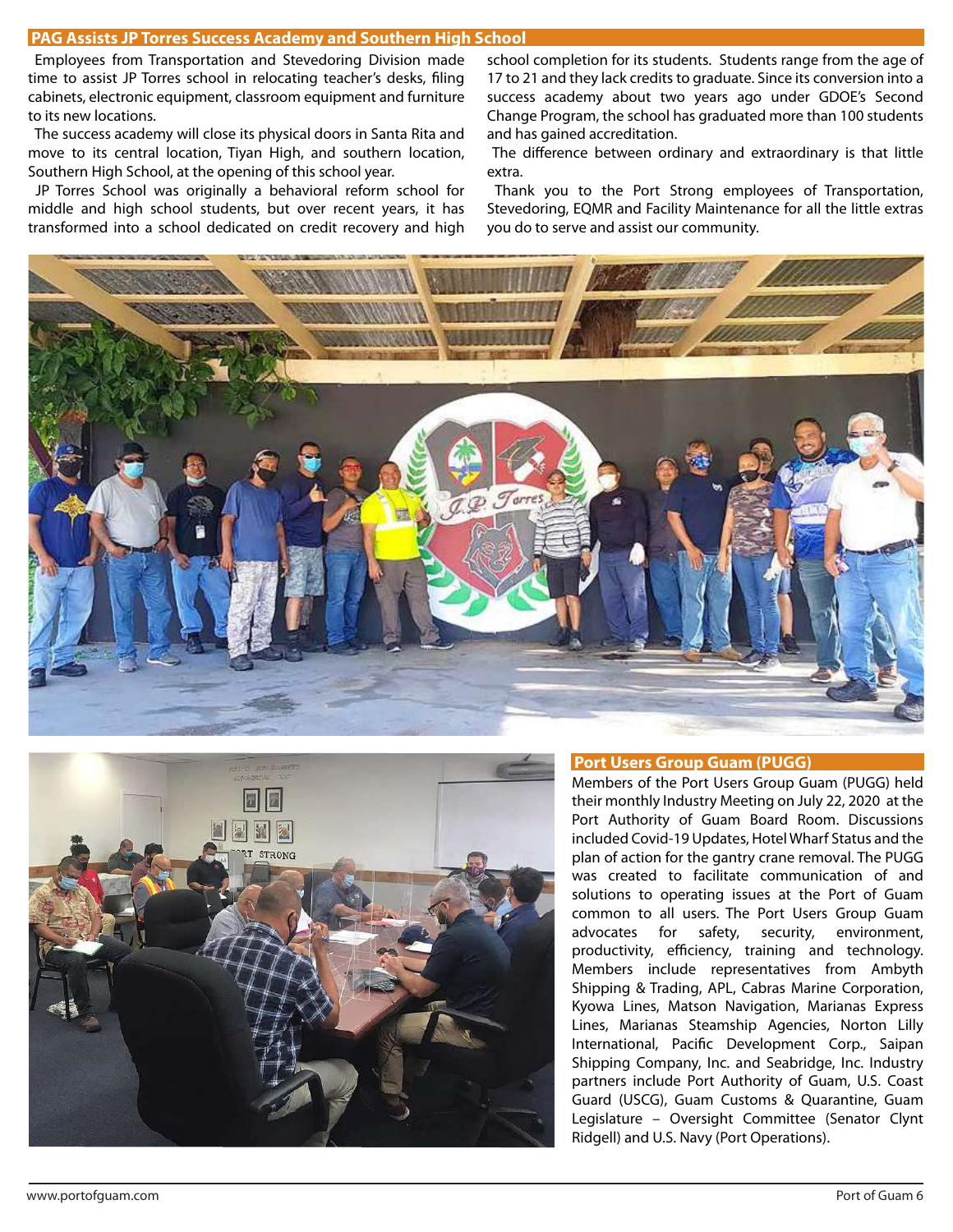## PAG Assists JP Torres Success Academy and Southern High School

Employees from Transportation and Stevedoring Division made time to assist JP Torres school in relocating teacher's desks, filing cabinets, electronic equipment, classroom equipment and furniture to its new locations.

The success academy will close its physical doors in Santa Rita and move to its central location, Tiyan High, and southern location, Southern High School, at the opening of this school year.

JP Torres School was originally a behavioral reform school for middle and high school students, but over recent years, it has transformed into a school dedicated on credit recovery and high school completion for its students. Students range from the age of 17 to 21 and they lack credits to graduate. Since its conversion into a success academy about two years ago under GDOE's Second Change Program, the school has graduated more than 100 students and has gained accreditation.

The difference between ordinary and extraordinary is that little extra.

Thank you to the Port Strong employees of Transportation, Stevedoring, EQMR and Facility Maintenance for all the little extras you do to serve and assist our community.

## Port Users Group Guam (PUGG)

Members of the Port Users Group Guam (PUGG) held their monthly Industry Meeting on July 22, 2020 at the Port Authority of Guam Board Room. Discussions included Covid-19 Updates, Hotel Wharf Status and the plan of action for the gantry crane removal. The PUGG was created to facilitate communication of and solutions to operating issues at the Port of Guam common to all users. The Port Users Group Guam advocates for safety, security, environment, productivity, efficiency, training and technology. Members include representatives from Ambyth Shipping & Trading, APL, Cabras Marine Corporation, Kyowa Lines, Matson Navigation, Marianas Express Lines, Marianas Steamship Agencies, Norton Lilly International, Pacific Development Corp., Saipan Shipping Company, Inc. and Seabridge, Inc. Industry partners include Port Authority of Guam, U.S. Coast Guard (USCG), Guam Customs & Quarantine, Guam Legislature – Oversight Committee (Senator Clynt Ridgell) and U.S. Navy (Port Operations).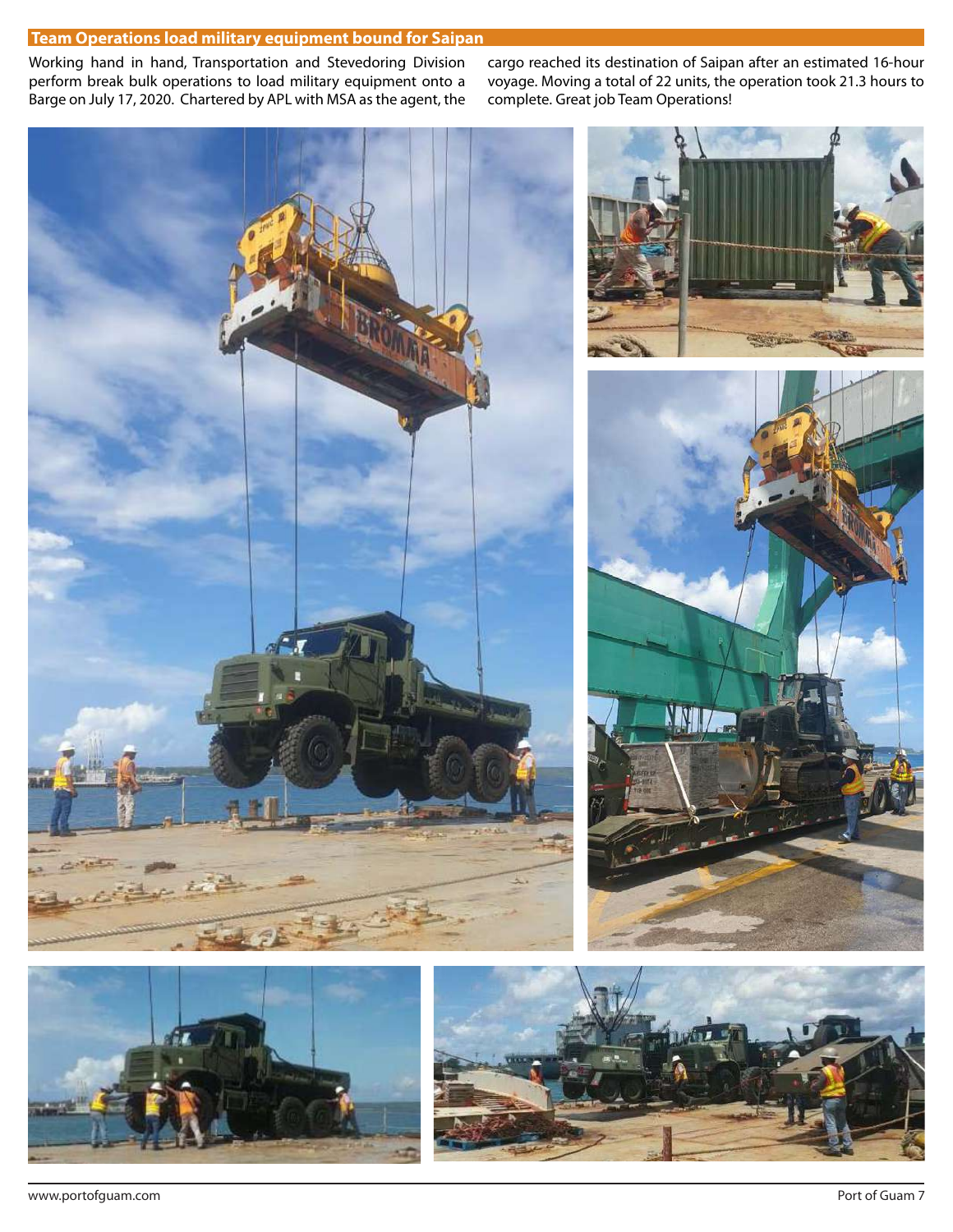## Team Operations load military equipment bound for Saipan

Working hand in hand, Transportation and Stevedoring Division perform break bulk operations to load military equipment onto a Barge on July 17, 2020. Chartered by APL with MSA as the agent, the cargo reached its destination of Saipan after an estimated 16-hour voyage. Moving a total of 22 units, the operation took 21.3 hours to complete. Great job Team Operations!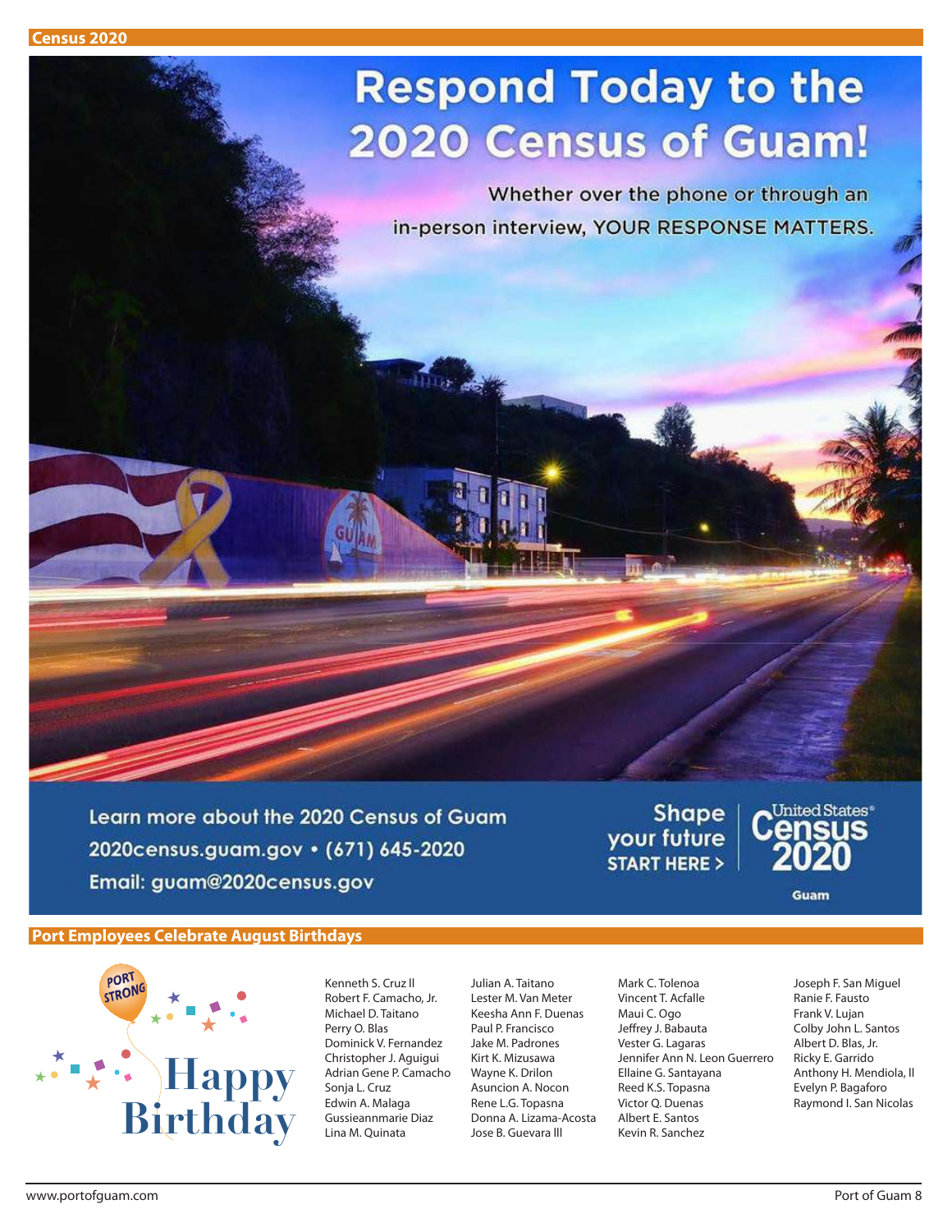## Census 2020

# Respond Today to the 2020 Census of Guam!

Whether over the phone or through an in-person interview, YOUR RESPONSE MATTERS.

Learn more about the 2020 Census of Guam
2020census.guam.gov • (671) 645-2020
Email: guam@2020census.gov

Shape your future START HERE >

United States® Census 2020 Guam

## Port Employees Celebrate August Birthdays

PORT STRONG

Happy Birthday

Kenneth S. Cruz II
Robert F. Camacho, Jr.
Michael D. Taitano
Perry O. Blas
Dominick V. Fernandez
Christopher J. Aguigui
Adrian Gene P. Camacho
Sonja L. Cruz
Edwin A. Malaga
Gussieannmarie Diaz
Lina M. Quinata
Julian A. Taitano
Lester M. Van Meter
Keesha Ann F. Duenas
Paul P. Francisco
Jake M. Padrones
Kirt K. Mizusawa
Wayne K. Drilon
Asuncion A. Nocon
Rene L.G. Topasna
Donna A. Lizama-Acosta
Jose B. Guevara III
Mark C. Tolenoa
Vincent T. Acfalle
Maui C. Ogo
Jeffrey J. Babauta
Vester G. Lagaras
Jennifer Ann N. Leon Guerrero
Ellaine G. Santayana
Reed K.S. Topasna
Victor Q. Duenas
Albert E. Santos
Kevin R. Sanchez
Joseph F. San Miguel
Ranie F. Fausto
Frank V. Lujan
Colby John L. Santos
Albert D. Blas, Jr.
Ricky E. Garrido
Anthony H. Mendiola, II
Evelyn P. Bagaforo
Raymond I. San Nicolas